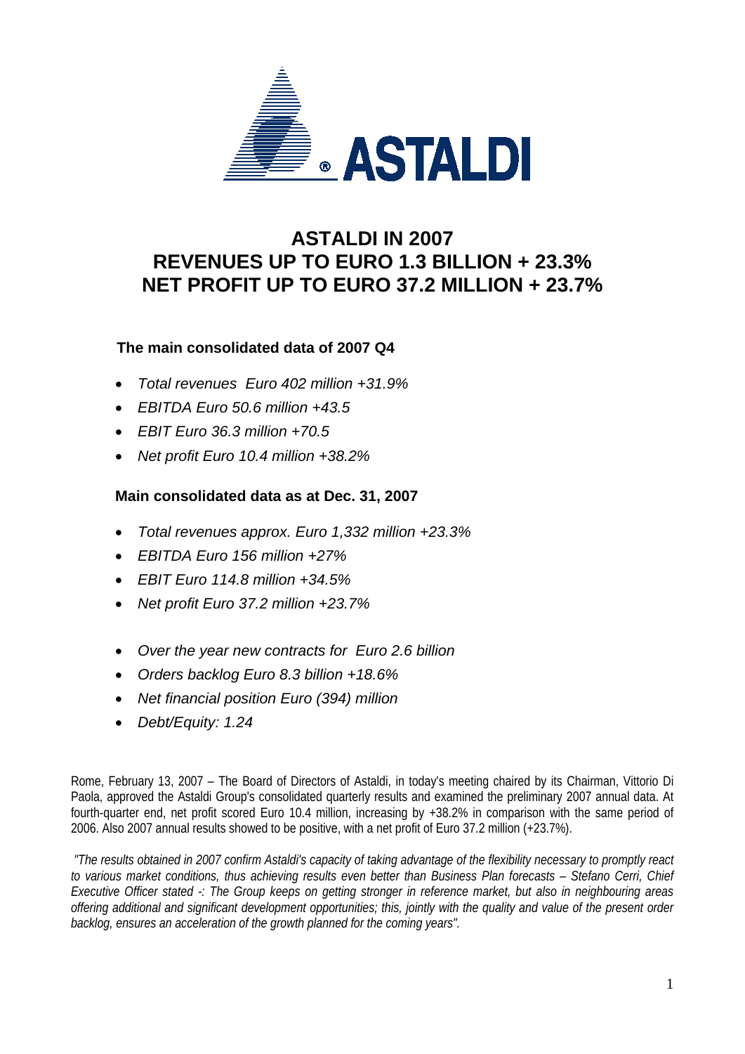# ASTALDI IN 2007
# REVENUES UP TO EURO 1.3 BILLION + 23.3%
# NET PROFIT UP TO EURO 37.2 MILLION + 23.7%

**The main consolidated data of 2007 Q4**

- *Total revenues Euro 402 million +31.9%*
- *EBITDA Euro 50.6 million +43.5*
- *EBIT Euro 36.3 million +70.5*
- *Net profit Euro 10.4 million +38.2%*

**Main consolidated data as at Dec. 31, 2007**

- *Total revenues approx. Euro 1,332 million +23.3%*
- *EBITDA Euro 156 million +27%*
- *EBIT Euro 114.8 million +34.5%*
- *Net profit Euro 37.2 million +23.7%*

- *Over the year new contracts for Euro 2.6 billion*
- *Orders backlog Euro 8.3 billion +18.6%*
- *Net financial position Euro (394) million*
- *Debt/Equity: 1.24*

Rome, February 13, 2007 – The Board of Directors of Astaldi, in today's meeting chaired by its Chairman, Vittorio Di Paola, approved the Astaldi Group's consolidated quarterly results and examined the preliminary 2007 annual data. At fourth-quarter end, net profit scored Euro 10.4 million, increasing by +38.2% in comparison with the same period of 2006. Also 2007 annual results showed to be positive, with a net profit of Euro 37.2 million (+23.7%).

*"The results obtained in 2007 confirm Astaldi's capacity of taking advantage of the flexibility necessary to promptly react to various market conditions, thus achieving results even better than Business Plan forecasts – Stefano Cerri, Chief Executive Officer stated -: The Group keeps on getting stronger in reference market, but also in neighbouring areas offering additional and significant development opportunities; this, jointly with the quality and value of the present order backlog, ensures an acceleration of the growth planned for the coming years".*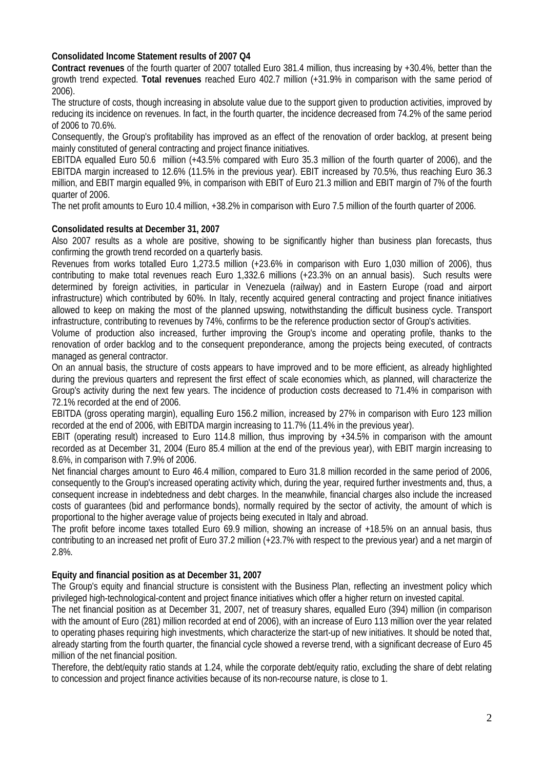**Consolidated Income Statement results of 2007 Q4**

**Contract revenues** of the fourth quarter of 2007 totalled Euro 381.4 million, thus increasing by +30.4%, better than the growth trend expected. **Total revenues** reached Euro 402.7 million (+31.9% in comparison with the same period of 2006).

The structure of costs, though increasing in absolute value due to the support given to production activities, improved by reducing its incidence on revenues. In fact, in the fourth quarter, the incidence decreased from 74.2% of the same period of 2006 to 70.6%.

Consequently, the Group's profitability has improved as an effect of the renovation of order backlog, at present being mainly constituted of general contracting and project finance initiatives.

EBITDA equalled Euro 50.6 million (+43.5% compared with Euro 35.3 million of the fourth quarter of 2006), and the EBITDA margin increased to 12.6% (11.5% in the previous year). EBIT increased by 70.5%, thus reaching Euro 36.3 million, and EBIT margin equalled 9%, in comparison with EBIT of Euro 21.3 million and EBIT margin of 7% of the fourth quarter of 2006.

The net profit amounts to Euro 10.4 million, +38.2% in comparison with Euro 7.5 million of the fourth quarter of 2006.

**Consolidated results at December 31, 2007**

Also 2007 results as a whole are positive, showing to be significantly higher than business plan forecasts, thus confirming the growth trend recorded on a quarterly basis.

Revenues from works totalled Euro 1,273.5 million (+23.6% in comparison with Euro 1,030 million of 2006), thus contributing to make total revenues reach Euro 1,332.6 millions (+23.3% on an annual basis). Such results were determined by foreign activities, in particular in Venezuela (railway) and in Eastern Europe (road and airport infrastructure) which contributed by 60%. In Italy, recently acquired general contracting and project finance initiatives allowed to keep on making the most of the planned upswing, notwithstanding the difficult business cycle. Transport infrastructure, contributing to revenues by 74%, confirms to be the reference production sector of Group's activities.

Volume of production also increased, further improving the Group's income and operating profile, thanks to the renovation of order backlog and to the consequent preponderance, among the projects being executed, of contracts managed as general contractor.

On an annual basis, the structure of costs appears to have improved and to be more efficient, as already highlighted during the previous quarters and represent the first effect of scale economies which, as planned, will characterize the Group's activity during the next few years. The incidence of production costs decreased to 71.4% in comparison with 72.1% recorded at the end of 2006.

EBITDA (gross operating margin), equalling Euro 156.2 million, increased by 27% in comparison with Euro 123 million recorded at the end of 2006, with EBITDA margin increasing to 11.7% (11.4% in the previous year).

EBIT (operating result) increased to Euro 114.8 million, thus improving by +34.5% in comparison with the amount recorded as at December 31, 2004 (Euro 85.4 million at the end of the previous year), with EBIT margin increasing to 8.6%, in comparison with 7.9% of 2006.

Net financial charges amount to Euro 46.4 million, compared to Euro 31.8 million recorded in the same period of 2006, consequently to the Group's increased operating activity which, during the year, required further investments and, thus, a consequent increase in indebtedness and debt charges. In the meanwhile, financial charges also include the increased costs of guarantees (bid and performance bonds), normally required by the sector of activity, the amount of which is proportional to the higher average value of projects being executed in Italy and abroad.

The profit before income taxes totalled Euro 69.9 million, showing an increase of +18.5% on an annual basis, thus contributing to an increased net profit of Euro 37.2 million (+23.7% with respect to the previous year) and a net margin of 2.8%.

**Equity and financial position as at December 31, 2007**

The Group's equity and financial structure is consistent with the Business Plan, reflecting an investment policy which privileged high-technological-content and project finance initiatives which offer a higher return on invested capital.

The net financial position as at December 31, 2007, net of treasury shares, equalled Euro (394) million (in comparison with the amount of Euro (281) million recorded at end of 2006), with an increase of Euro 113 million over the year related to operating phases requiring high investments, which characterize the start-up of new initiatives. It should be noted that, already starting from the fourth quarter, the financial cycle showed a reverse trend, with a significant decrease of Euro 45 million of the net financial position.

Therefore, the debt/equity ratio stands at 1.24, while the corporate debt/equity ratio, excluding the share of debt relating to concession and project finance activities because of its non-recourse nature, is close to 1.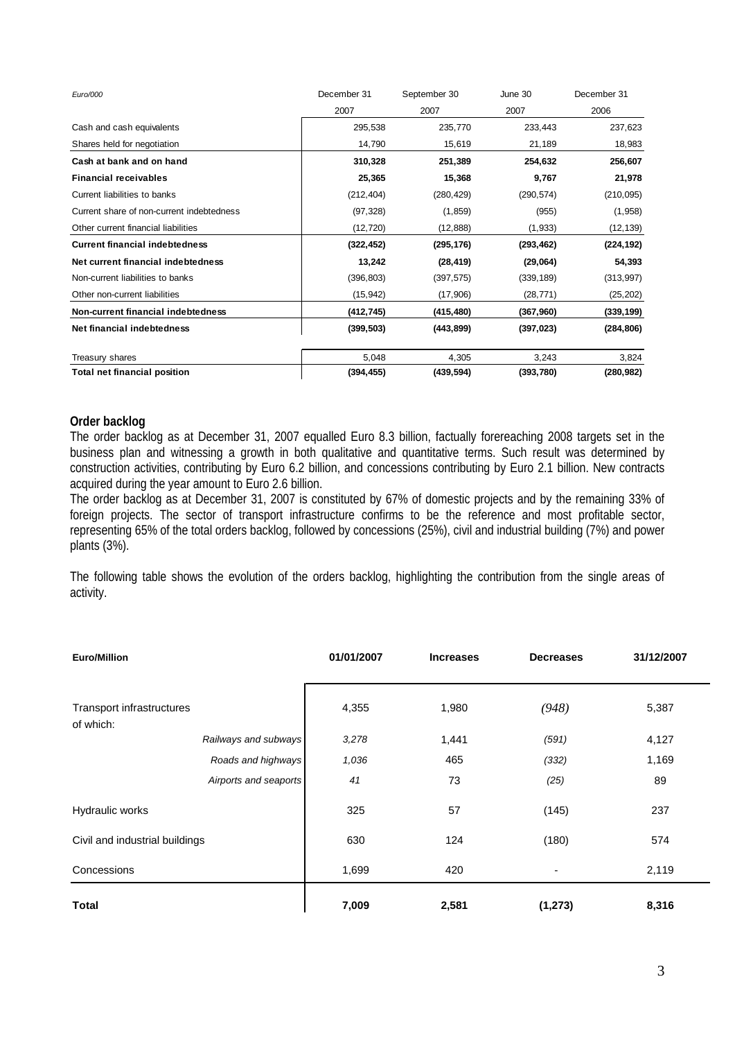| *Euro/000* | December 31 2007 | September 30 2007 | June 30 2007 | December 31 2006 |
|---|---|---|---|---|
| Cash and cash equivalents | 295,538 | 235,770 | 233,443 | 237,623 |
| Shares held for negotiation | 14,790 | 15,619 | 21,189 | 18,983 |
| **Cash at bank and on hand** | **310,328** | **251,389** | **254,632** | **256,607** |
| **Financial receivables** | **25,365** | **15,368** | **9,767** | **21,978** |
| Current liabilities to banks | (212,404) | (280,429) | (290,574) | (210,095) |
| Current share of non-current indebtedness | (97,328) | (1,859) | (955) | (1,958) |
| Other current financial liabilities | (12,720) | (12,888) | (1,933) | (12,139) |
| **Current financial indebtedness** | **(322,452)** | **(295,176)** | **(293,462)** | **(224,192)** |
| **Net current financial indebtedness** | **13,242** | **(28,419)** | **(29,064)** | **54,393** |
| Non-current liabilities to banks | (396,803) | (397,575) | (339,189) | (313,997) |
| Other non-current liabilities | (15,942) | (17,906) | (28,771) | (25,202) |
| **Non-current financial indebtedness** | **(412,745)** | **(415,480)** | **(367,960)** | **(339,199)** |
| **Net financial indebtedness** | **(399,503)** | **(443,899)** | **(397,023)** | **(284,806)** |
| Treasury shares | 5,048 | 4,305 | 3,243 | 3,824 |
| **Total net financial position** | **(394,455)** | **(439,594)** | **(393,780)** | **(280,982)** |

**Order backlog**

The order backlog as at December 31, 2007 equalled Euro 8.3 billion, factually forereaching 2008 targets set in the business plan and witnessing a growth in both qualitative and quantitative terms. Such result was determined by construction activities, contributing by Euro 6.2 billion, and concessions contributing by Euro 2.1 billion. New contracts acquired during the year amount to Euro 2.6 billion.

The order backlog as at December 31, 2007 is constituted by 67% of domestic projects and by the remaining 33% of foreign projects. The sector of transport infrastructure confirms to be the reference and most profitable sector, representing 65% of the total orders backlog, followed by concessions (25%), civil and industrial building (7%) and power plants (3%).

The following table shows the evolution of the orders backlog, highlighting the contribution from the single areas of activity.

| **Euro/Million** | **01/01/2007** | **Increases** | **Decreases** | **31/12/2007** |
|---|---|---|---|---|
| Transport infrastructures of which: | 4,355 | 1,980 | *(948)* | 5,387 |
| *Railways and subways* | *3,278* | 1,441 | *(591)* | 4,127 |
| *Roads and highways* | *1,036* | 465 | *(332)* | 1,169 |
| *Airports and seaports* | *41* | 73 | *(25)* | 89 |
| Hydraulic works | 325 | 57 | (145) | 237 |
| Civil and industrial buildings | 630 | 124 | (180) | 574 |
| Concessions | 1,699 | 420 | - | 2,119 |
| **Total** | **7,009** | **2,581** | **(1,273)** | **8,316** |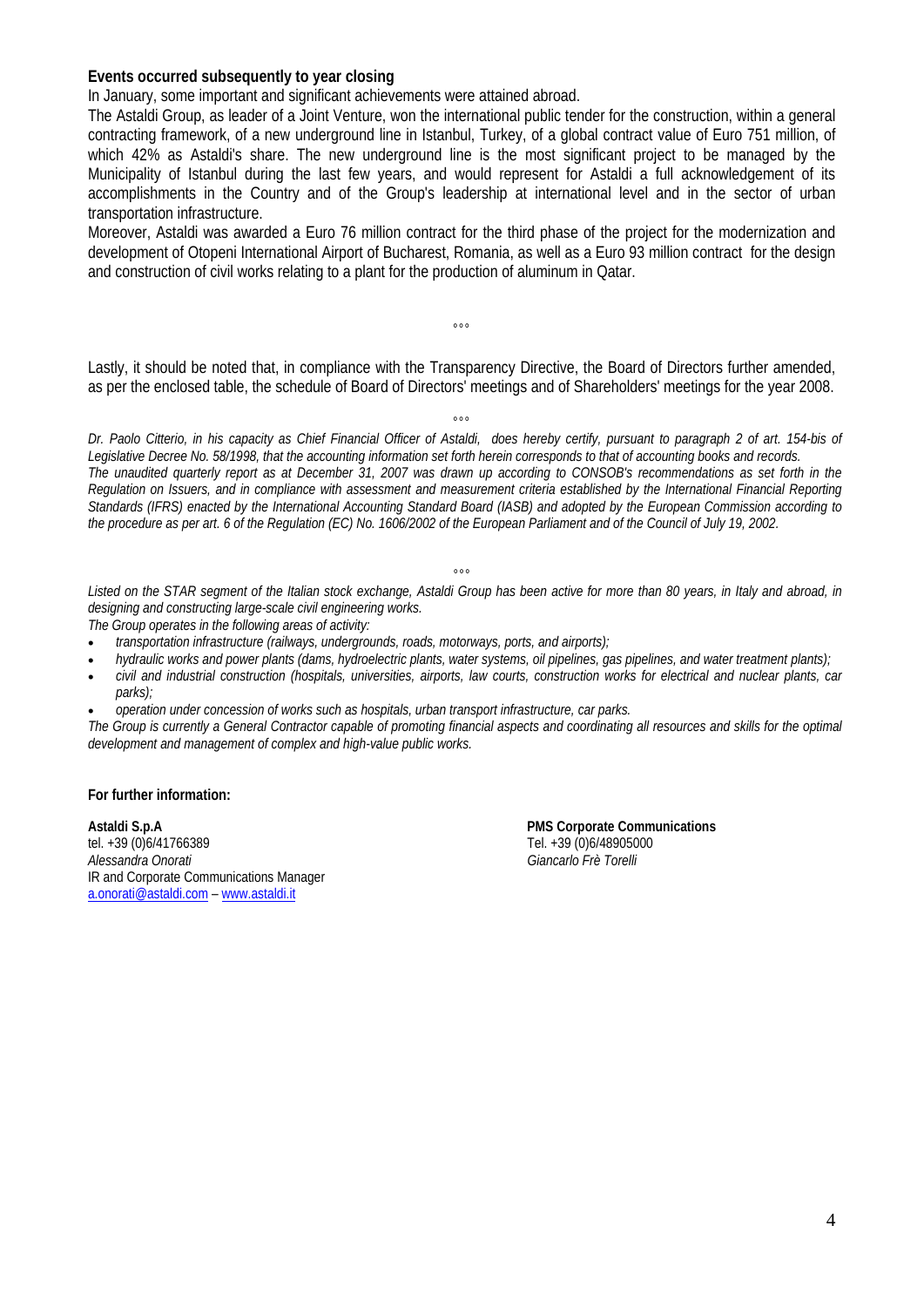**Events occurred subsequently to year closing**

In January, some important and significant achievements were attained abroad.

The Astaldi Group, as leader of a Joint Venture, won the international public tender for the construction, within a general contracting framework, of a new underground line in Istanbul, Turkey, of a global contract value of Euro 751 million, of which 42% as Astaldi's share. The new underground line is the most significant project to be managed by the Municipality of Istanbul during the last few years, and would represent for Astaldi a full acknowledgement of its accomplishments in the Country and of the Group's leadership at international level and in the sector of urban transportation infrastructure.

Moreover, Astaldi was awarded a Euro 76 million contract for the third phase of the project for the modernization and development of Otopeni International Airport of Bucharest, Romania, as well as a Euro 93 million contract for the design and construction of civil works relating to a plant for the production of aluminum in Qatar.

°°°

Lastly, it should be noted that, in compliance with the Transparency Directive, the Board of Directors further amended, as per the enclosed table, the schedule of Board of Directors' meetings and of Shareholders' meetings for the year 2008.

°°°

*Dr. Paolo Citterio, in his capacity as Chief Financial Officer of Astaldi, does hereby certify, pursuant to paragraph 2 of art. 154-bis of Legislative Decree No. 58/1998, that the accounting information set forth herein corresponds to that of accounting books and records.*

*The unaudited quarterly report as at December 31, 2007 was drawn up according to CONSOB's recommendations as set forth in the Regulation on Issuers, and in compliance with assessment and measurement criteria established by the International Financial Reporting Standards (IFRS) enacted by the International Accounting Standard Board (IASB) and adopted by the European Commission according to the procedure as per art. 6 of the Regulation (EC) No. 1606/2002 of the European Parliament and of the Council of July 19, 2002.*

°°°

*Listed on the STAR segment of the Italian stock exchange, Astaldi Group has been active for more than 80 years, in Italy and abroad, in designing and constructing large-scale civil engineering works.*

*The Group operates in the following areas of activity:*

- *transportation infrastructure (railways, undergrounds, roads, motorways, ports, and airports);*
- *hydraulic works and power plants (dams, hydroelectric plants, water systems, oil pipelines, gas pipelines, and water treatment plants);*
- *civil and industrial construction (hospitals, universities, airports, law courts, construction works for electrical and nuclear plants, car parks);*
- *operation under concession of works such as hospitals, urban transport infrastructure, car parks.*

*The Group is currently a General Contractor capable of promoting financial aspects and coordinating all resources and skills for the optimal development and management of complex and high-value public works.*

**For further information:**

**Astaldi S.p.A**
tel. +39 (0)6/41766389
*Alessandra Onorati*
IR and Corporate Communications Manager
a.onorati@astaldi.com – www.astaldi.it

**PMS Corporate Communications**
Tel. +39 (0)6/48905000
*Giancarlo Frè Torelli*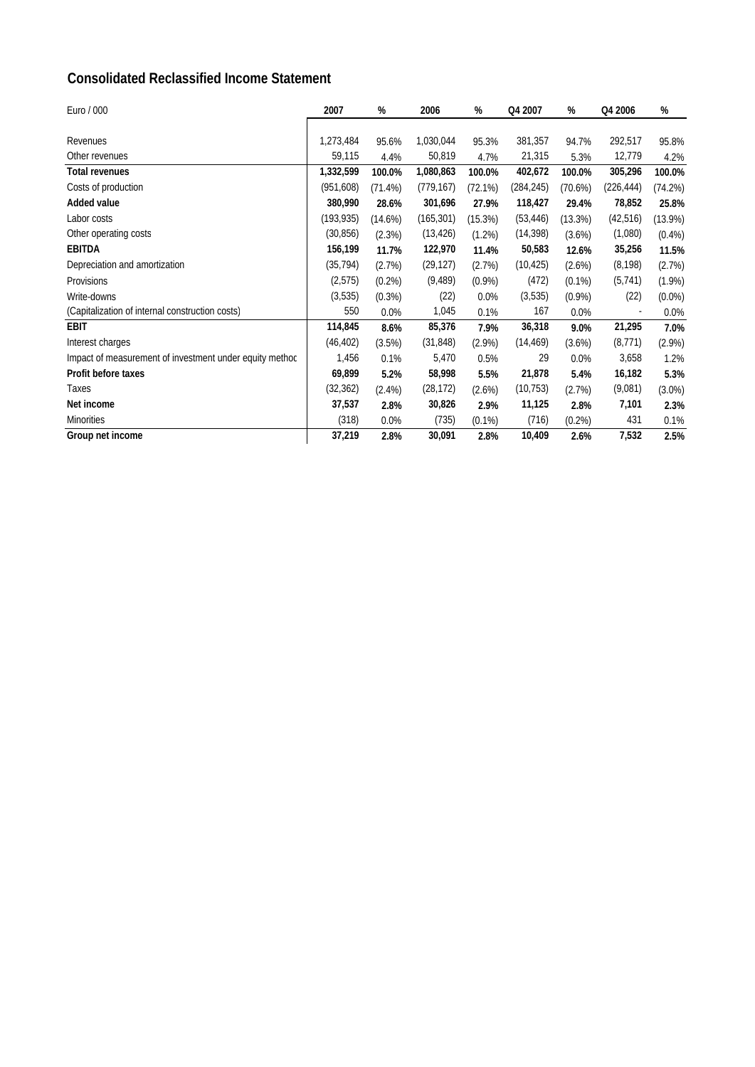## Consolidated Reclassified Income Statement

| Euro / 000 | 2007 | % | 2006 | % | Q4 2007 | % | Q4 2006 | % |
|---|---|---|---|---|---|---|---|---|
| Revenues | 1,273,484 | 95.6% | 1,030,044 | 95.3% | 381,357 | 94.7% | 292,517 | 95.8% |
| Other revenues | 59,115 | 4.4% | 50,819 | 4.7% | 21,315 | 5.3% | 12,779 | 4.2% |
| **Total revenues** | **1,332,599** | **100.0%** | **1,080,863** | **100.0%** | **402,672** | **100.0%** | **305,296** | **100.0%** |
| Costs of production | (951,608) | (71.4%) | (779,167) | (72.1%) | (284,245) | (70.6%) | (226,444) | (74.2%) |
| **Added value** | **380,990** | **28.6%** | **301,696** | **27.9%** | **118,427** | **29.4%** | **78,852** | **25.8%** |
| Labor costs | (193,935) | (14.6%) | (165,301) | (15.3%) | (53,446) | (13.3%) | (42,516) | (13.9%) |
| Other operating costs | (30,856) | (2.3%) | (13,426) | (1.2%) | (14,398) | (3.6%) | (1,080) | (0.4%) |
| **EBITDA** | **156,199** | **11.7%** | **122,970** | **11.4%** | **50,583** | **12.6%** | **35,256** | **11.5%** |
| Depreciation and amortization | (35,794) | (2.7%) | (29,127) | (2.7%) | (10,425) | (2.6%) | (8,198) | (2.7%) |
| Provisions | (2,575) | (0.2%) | (9,489) | (0.9%) | (472) | (0.1%) | (5,741) | (1.9%) |
| Write-downs | (3,535) | (0.3%) | (22) | 0.0% | (3,535) | (0.9%) | (22) | (0.0%) |
| (Capitalization of internal construction costs) | 550 | 0.0% | 1,045 | 0.1% | 167 | 0.0% | - | 0.0% |
| **EBIT** | **114,845** | **8.6%** | **85,376** | **7.9%** | **36,318** | **9.0%** | **21,295** | **7.0%** |
| Interest charges | (46,402) | (3.5%) | (31,848) | (2.9%) | (14,469) | (3.6%) | (8,771) | (2.9%) |
| Impact of measurement of investment under equity method | 1,456 | 0.1% | 5,470 | 0.5% | 29 | 0.0% | 3,658 | 1.2% |
| **Profit before taxes** | **69,899** | **5.2%** | **58,998** | **5.5%** | **21,878** | **5.4%** | **16,182** | **5.3%** |
| Taxes | (32,362) | (2.4%) | (28,172) | (2.6%) | (10,753) | (2.7%) | (9,081) | (3.0%) |
| **Net income** | **37,537** | **2.8%** | **30,826** | **2.9%** | **11,125** | **2.8%** | **7,101** | **2.3%** |
| Minorities | (318) | 0.0% | (735) | (0.1%) | (716) | (0.2%) | 431 | 0.1% |
| **Group net income** | **37,219** | **2.8%** | **30,091** | **2.8%** | **10,409** | **2.6%** | **7,532** | **2.5%** |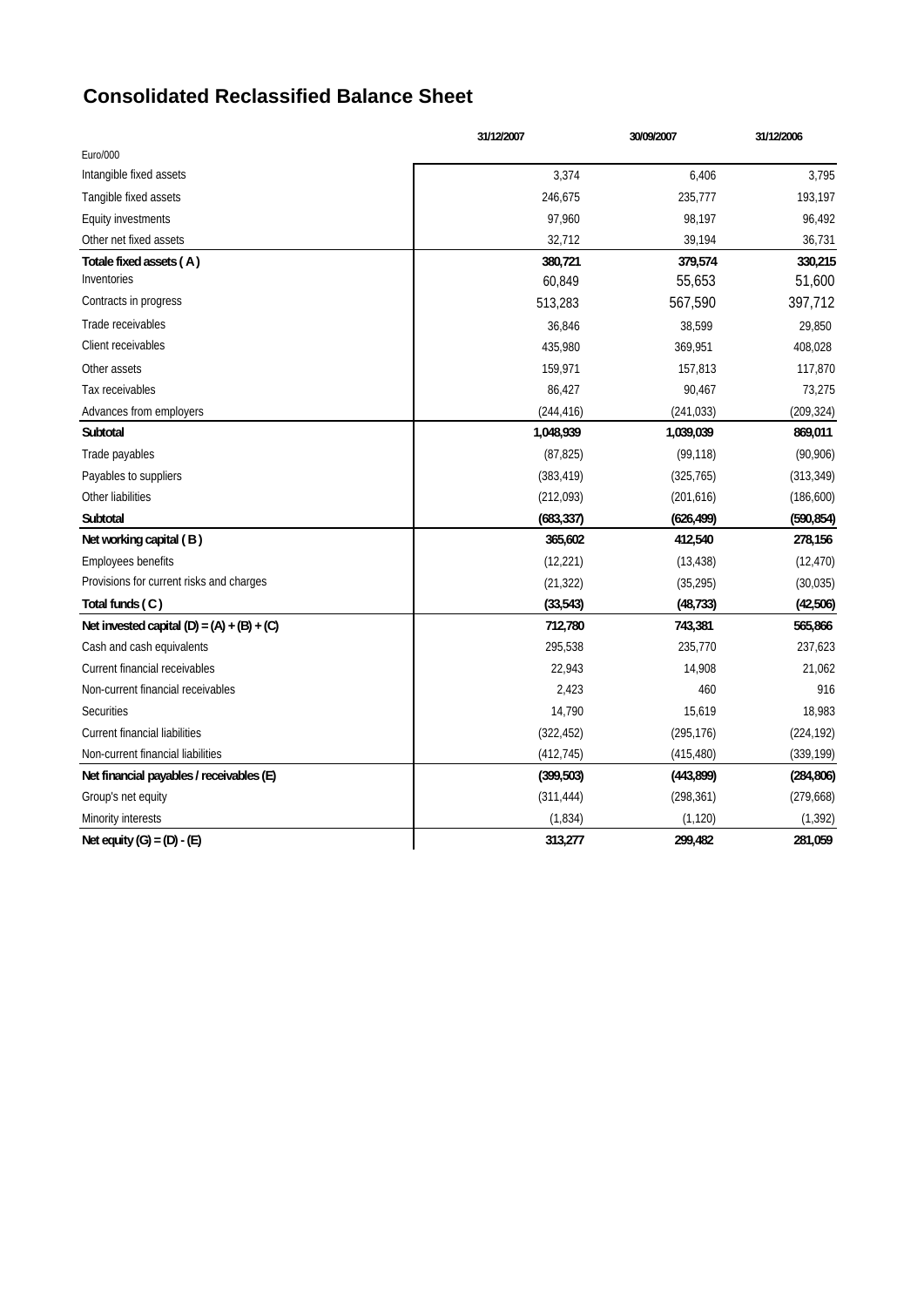# Consolidated Reclassified Balance Sheet

| Euro/000 | 31/12/2007 | 30/09/2007 | 31/12/2006 |
|---|---|---|---|
| Intangible fixed assets | 3,374 | 6,406 | 3,795 |
| Tangible fixed assets | 246,675 | 235,777 | 193,197 |
| Equity investments | 97,960 | 98,197 | 96,492 |
| Other net fixed assets | 32,712 | 39,194 | 36,731 |
| **Totale fixed assets ( A )** | **380,721** | **379,574** | **330,215** |
| Inventories | 60,849 | 55,653 | 51,600 |
| Contracts in progress | 513,283 | 567,590 | 397,712 |
| Trade receivables | 36,846 | 38,599 | 29,850 |
| Client receivables | 435,980 | 369,951 | 408,028 |
| Other assets | 159,971 | 157,813 | 117,870 |
| Tax receivables | 86,427 | 90,467 | 73,275 |
| Advances from employers | (244,416) | (241,033) | (209,324) |
| **Subtotal** | **1,048,939** | **1,039,039** | **869,011** |
| Trade payables | (87,825) | (99,118) | (90,906) |
| Payables to suppliers | (383,419) | (325,765) | (313,349) |
| Other liabilities | (212,093) | (201,616) | (186,600) |
| **Subtotal** | **(683,337)** | **(626,499)** | **(590,854)** |
| **Net working capital ( B )** | **365,602** | **412,540** | **278,156** |
| Employees benefits | (12,221) | (13,438) | (12,470) |
| Provisions for current risks and charges | (21,322) | (35,295) | (30,035) |
| **Total funds ( C )** | **(33,543)** | **(48,733)** | **(42,506)** |
| **Net invested capital (D) = (A) + (B) + (C)** | **712,780** | **743,381** | **565,866** |
| Cash and cash equivalents | 295,538 | 235,770 | 237,623 |
| Current financial receivables | 22,943 | 14,908 | 21,062 |
| Non-current financial receivables | 2,423 | 460 | 916 |
| Securities | 14,790 | 15,619 | 18,983 |
| Current financial liabilities | (322,452) | (295,176) | (224,192) |
| Non-current financial liabilities | (412,745) | (415,480) | (339,199) |
| **Net financial payables / receivables (E)** | **(399,503)** | **(443,899)** | **(284,806)** |
| Group's net equity | (311,444) | (298,361) | (279,668) |
| Minority interests | (1,834) | (1,120) | (1,392) |
| **Net equity (G) = (D) - (E)** | **313,277** | **299,482** | **281,059** |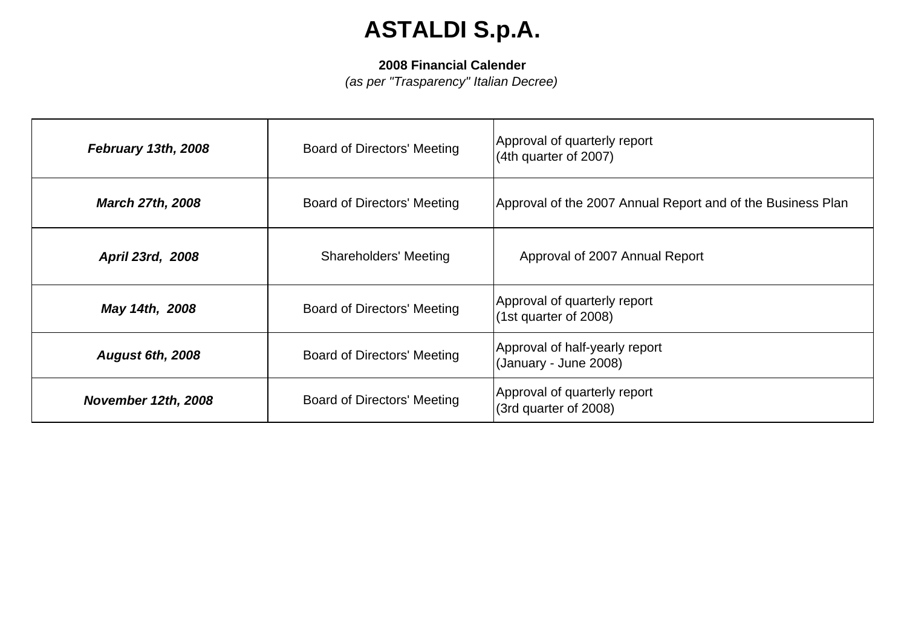# ASTALDI S.p.A.

**2008 Financial Calender**

*(as per "Trasparency" Italian Decree)*

| | | |
|---|---|---|
| ***February 13th, 2008*** | Board of Directors' Meeting | Approval of quarterly report<br>(4th quarter of 2007) |
| ***March 27th, 2008*** | Board of Directors' Meeting | Approval of the 2007 Annual Report and of the Business Plan |
| ***April 23rd, 2008*** | Shareholders' Meeting | Approval of 2007 Annual Report |
| ***May 14th, 2008*** | Board of Directors' Meeting | Approval of quarterly report<br>(1st quarter of 2008) |
| ***August 6th, 2008*** | Board of Directors' Meeting | Approval of half-yearly report<br>(January - June 2008) |
| ***November 12th, 2008*** | Board of Directors' Meeting | Approval of quarterly report<br>(3rd quarter of 2008) |